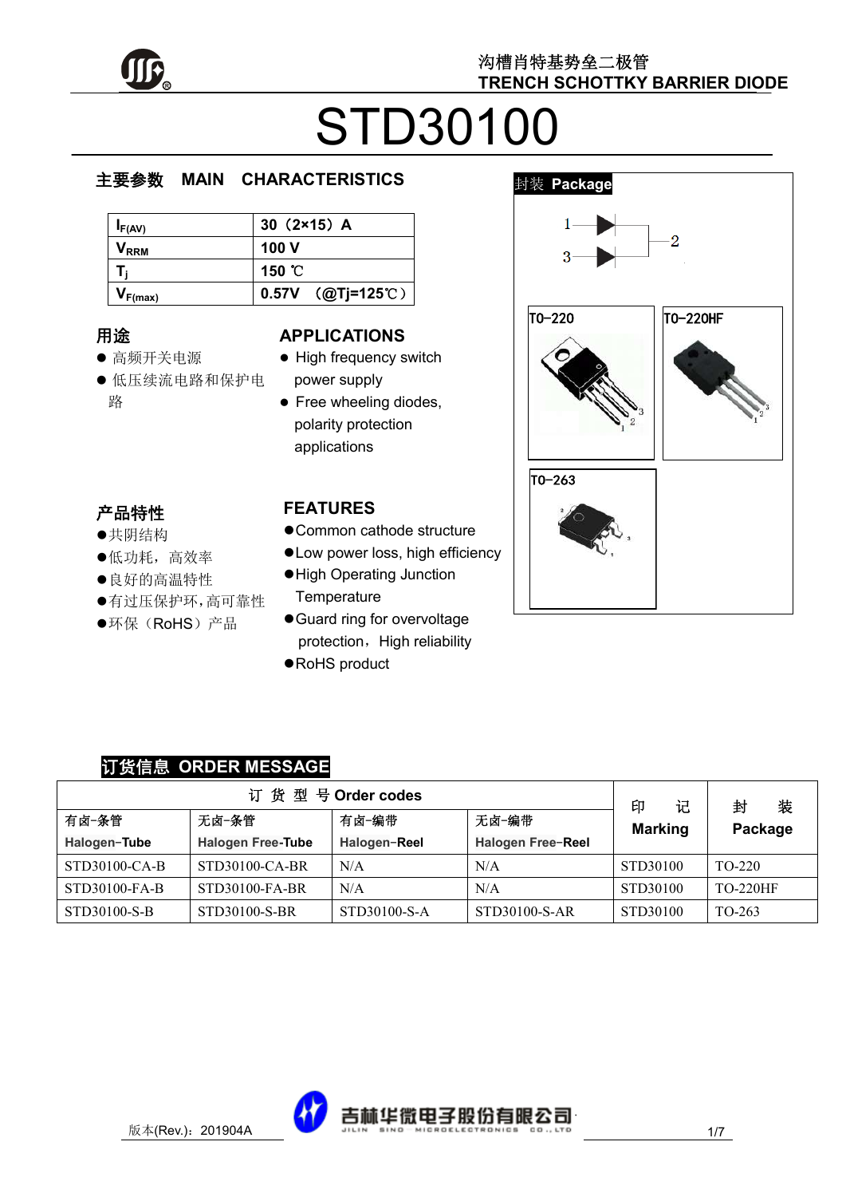沟槽肖特基势垒二极管
TRENCH SCHOTTKY BARRIER DIODE

# STD30100

## 主要参数 MAIN CHARACTERISTICS

| | |
|---|---|
| $I_{F(AV)}$ | 30（2×15）A |
| $V_{RRM}$ | 100 V |
| $T_j$ | 150 ℃ |
| $V_{F(max)}$ | 0.57V （@Tj=125℃） |

## 封装 Package

TO-220　TO-220HF　TO-263

## 用途

- 高频开关电源
- 低压续流电路和保护电路

## APPLICATIONS

- High frequency switch power supply
- Free wheeling diodes, polarity protection applications

## 产品特性

- 共阴结构
- 低功耗，高效率
- 良好的高温特性
- 有过压保护环，高可靠性
- 环保（RoHS）产品

## FEATURES

- Common cathode structure
- Low power loss, high efficiency
- High Operating Junction Temperature
- Guard ring for overvoltage protection，High reliability
- RoHS product

## 订货信息 ORDER MESSAGE

| 订 货 型 号 Order codes | | | | 印 记 Marking | 封 装 Package |
|---|---|---|---|---|---|
| 有卤-条管 Halogen-Tube | 无卤-条管 Halogen Free-Tube | 有卤-编带 Halogen-Reel | 无卤-编带 Halogen Free-Reel | | |
| STD30100-CA-B | STD30100-CA-BR | N/A | N/A | STD30100 | TO-220 |
| STD30100-FA-B | STD30100-FA-BR | N/A | N/A | STD30100 | TO-220HF |
| STD30100-S-B | STD30100-S-BR | STD30100-S-A | STD30100-S-AR | STD30100 | TO-263 |

版本(Rev.)：201904A

吉林华微电子股份有限公司 JILIN SINO MICROELECTRONICS CO., LTD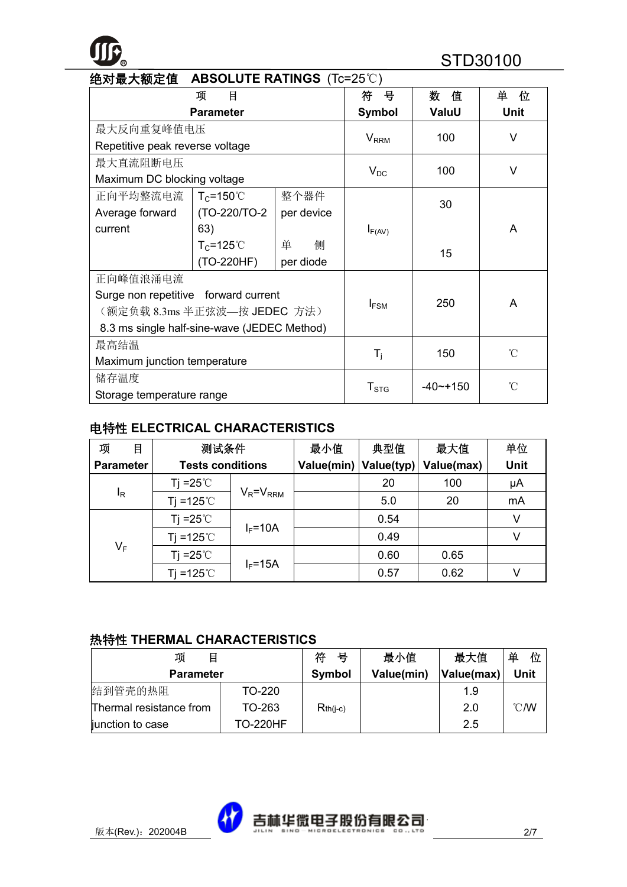## 绝对最大额定值 ABSOLUTE RATINGS (Tc=25℃)

| 项　目<br>Parameter | | | 符　号<br>Symbol | 数　值<br>ValuU | 单　位<br>Unit |
|---|---|---|---|---|---|
| 最大反向重复峰值电压<br>Repetitive peak reverse voltage | | | $V_{RRM}$ | 100 | V |
| 最大直流阻断电压<br>Maximum DC blocking voltage | | | $V_{DC}$ | 100 | V |
| 正向平均整流电流<br>Average forward current | $T_C$=150℃<br>(TO-220/TO-263)<br>$T_C$=125℃<br>(TO-220HF) | 整个器件<br>per device | $I_{F(AV)}$ | 30 | A |
| | | 单　侧<br>per diode | | 15 | |
| 正向峰值浪涌电流<br>Surge non repetitive forward current<br>（额定负载 8.3ms 半正弦波—按 JEDEC 方法）<br>8.3 ms single half-sine-wave (JEDEC Method) | | | $I_{FSM}$ | 250 | A |
| 最高结温<br>Maximum junction temperature | | | $T_j$ | 150 | ℃ |
| 储存温度<br>Storage temperature range | | | $T_{STG}$ | -40~+150 | ℃ |

## 电特性 ELECTRICAL CHARACTERISTICS

| 项　目<br>Parameter | 测试条件<br>Tests conditions | | 最小值<br>Value(min) | 典型值<br>Value(typ) | 最大值<br>Value(max) | 单位<br>Unit |
|---|---|---|---|---|---|---|
| $I_R$ | Tj =25℃ | $V_R$=$V_{RRM}$ | | 20 | 100 | μA |
| | Tj =125℃ | | | 5.0 | 20 | mA |
| $V_F$ | Tj =25℃ | $I_F$=10A | | 0.54 | | V |
| | Tj =125℃ | | | 0.49 | | V |
| | Tj =25℃ | $I_F$=15A | | 0.60 | 0.65 | |
| | Tj =125℃ | | | 0.57 | 0.62 | V |

## 热特性 THERMAL CHARACTERISTICS

| 项　目<br>Parameter | | 符　号<br>Symbol | 最小值<br>Value(min) | 最大值<br>Value(max) | 单　位<br>Unit |
|---|---|---|---|---|---|
| 结到管壳的热阻<br>Thermal resistance from junction to case | TO-220 | $R_{th(j-c)}$ | | 1.9 | ℃/W |
| | TO-263 | | | 2.0 | |
| | TO-220HF | | | 2.5 | |

版本(Rev.)：202004B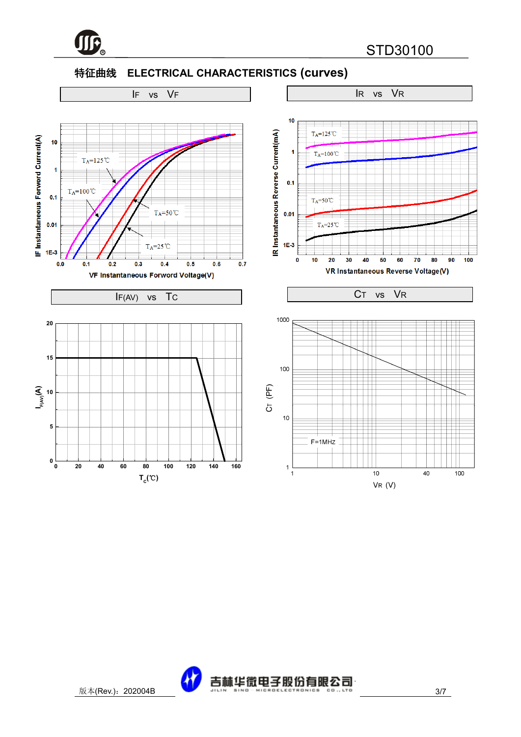## 特征曲线 ELECTRICAL CHARACTERISTICS (curves)

**$I_F$ vs $V_F$**

IF Instantaneous Forword Current(A)

$T_A$=125℃, $T_A$=100℃, $T_A$=50℃, $T_A$=25℃

VF Instantaneous Forword Voltage(V)

**$I_R$ vs $V_R$**

IR Instantaneous Reverse Current(mA)

$T_A$=125℃, $T_A$=100℃, $T_A$=50℃, $T_A$=25℃

VR Instantaneous Reverse Voltage(V)

**$I_{F(AV)}$ vs $T_C$**

$I_{F(AV)}$(A)

$T_c$(℃)

**$C_T$ vs $V_R$**

$C_T$ (PF)

F=1MHZ

$V_R$ (V)

版本(Rev.)：202004B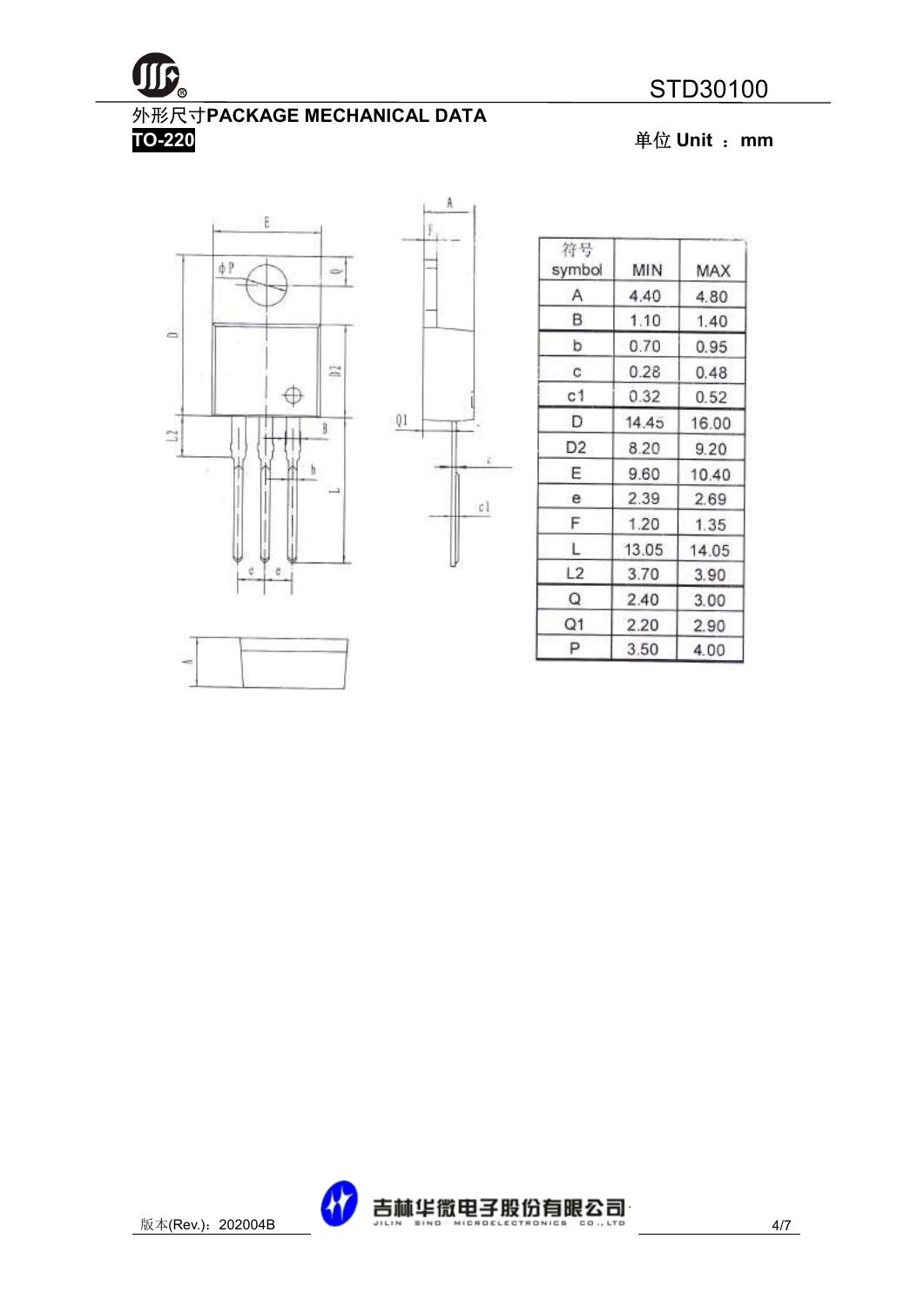## 外形尺寸PACKAGE MECHANICAL DATA

**TO-220**

单位 Unit ：mm

| 符号 symbol | MIN | MAX |
|---|---|---|
| A | 4.40 | 4.80 |
| B | 1.10 | 1.40 |
| b | 0.70 | 0.95 |
| c | 0.28 | 0.48 |
| c1 | 0.32 | 0.52 |
| D | 14.45 | 16.00 |
| D2 | 8.20 | 9.20 |
| E | 9.60 | 10.40 |
| e | 2.39 | 2.69 |
| F | 1.20 | 1.35 |
| L | 13.05 | 14.05 |
| L2 | 3.70 | 3.90 |
| Q | 2.40 | 3.00 |
| Q1 | 2.20 | 2.90 |
| P | 3.50 | 4.00 |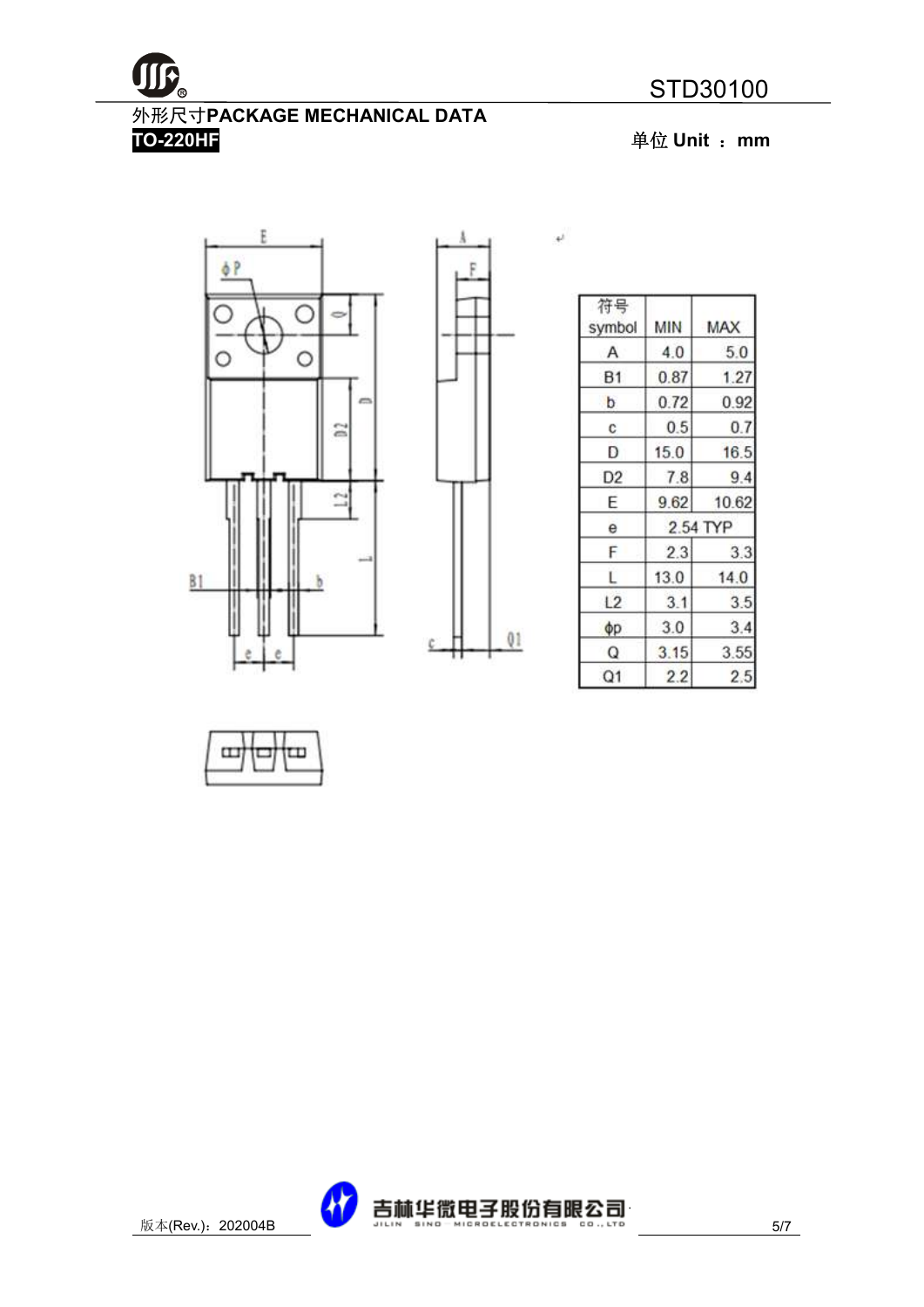## 外形尺寸PACKAGE MECHANICAL DATA

**TO-220HF**

单位 Unit ： mm

| 符号 symbol | MIN | MAX |
|---|---|---|
| A | 4.0 | 5.0 |
| B1 | 0.87 | 1.27 |
| b | 0.72 | 0.92 |
| c | 0.5 | 0.7 |
| D | 15.0 | 16.5 |
| D2 | 7.8 | 9.4 |
| E | 9.62 | 10.62 |
| e | 2.54 TYP | |
| F | 2.3 | 3.3 |
| L | 13.0 | 14.0 |
| L2 | 3.1 | 3.5 |
| ϕp | 3.0 | 3.4 |
| Q | 3.15 | 3.55 |
| Q1 | 2.2 | 2.5 |

版本(Rev.)：202004B

吉林华微电子股份有限公司 JILIN SINO MICROELECTRONICS CO., LTD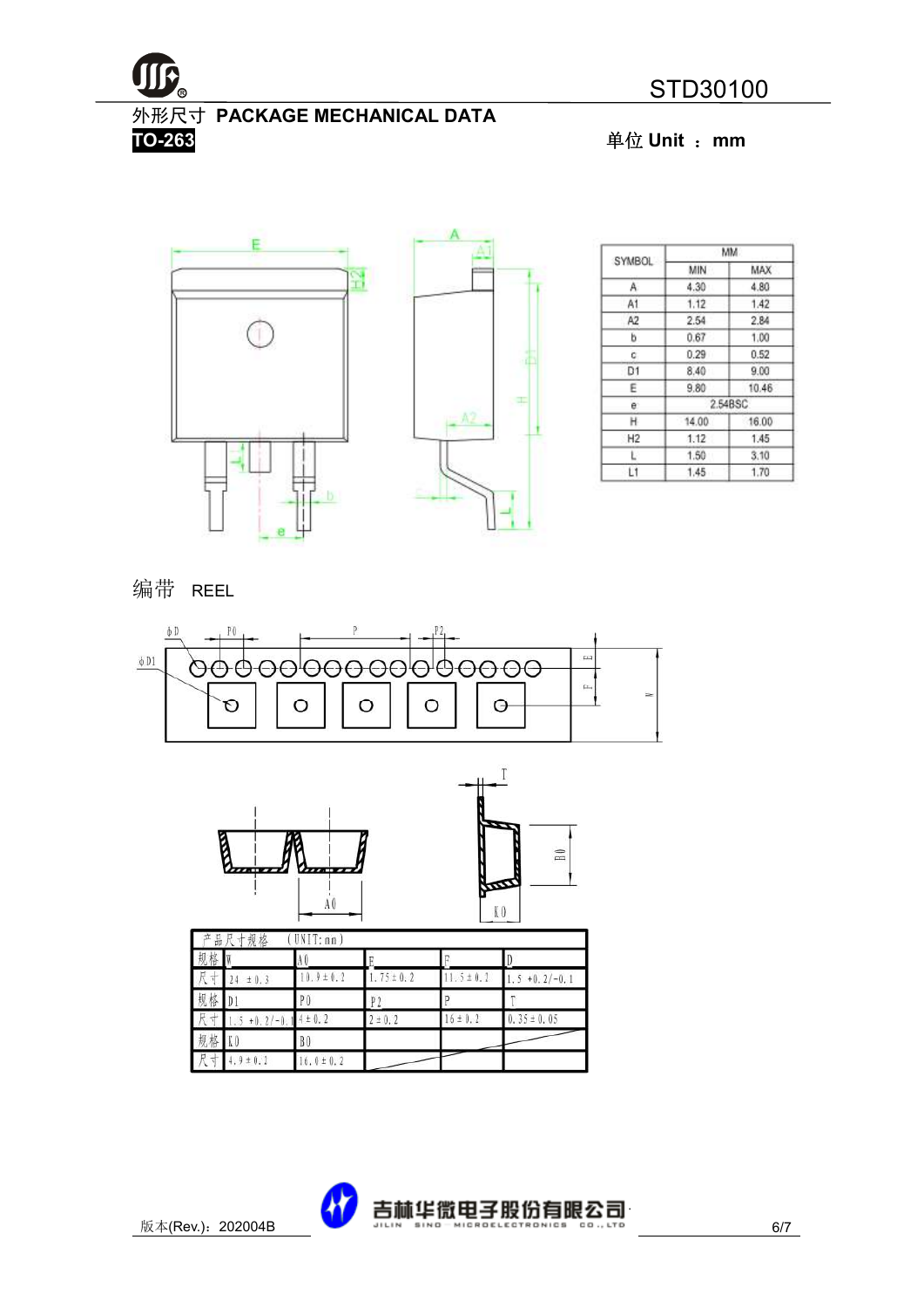## 外形尺寸 PACKAGE MECHANICAL DATA

**TO-263**

单位 Unit ： mm

| SYMBOL | MM MIN | MM MAX |
|---|---|---|
| A | 4.30 | 4.80 |
| A1 | 1.12 | 1.42 |
| A2 | 2.54 | 2.84 |
| b | 0.67 | 1.00 |
| c | 0.29 | 0.52 |
| D1 | 8.40 | 9.00 |
| E | 9.80 | 10.46 |
| e | 2.54BSC | |
| H | 14.00 | 16.00 |
| H2 | 1.12 | 1.45 |
| L | 1.50 | 3.10 |
| L1 | 1.45 | 1.70 |

## 编带 REEL

产品尺寸规格 (UNIT:mm)

| 规格 | W | A0 | E | F | D |
|---|---|---|---|---|---|
| 尺寸 | 24 ±0.3 | 10.9±0.2 | 1.75±0.2 | 11.5±0.2 | 1.5 +0.2/-0.1 |
| 规格 | D1 | P0 | P2 | P | T |
| 尺寸 | 1.5 +0.2/-0.1 | 4±0.2 | 2±0.2 | 16±0.2 | 0.35±0.05 |
| 规格 | K0 | B0 | | | |
| 尺寸 | 4.9±0.2 | 16.0±0.2 | | | |

版本(Rev.)：202004B

吉林华微电子股份有限公司 JILIN SINO-MICROELECTRONICS CO., LTD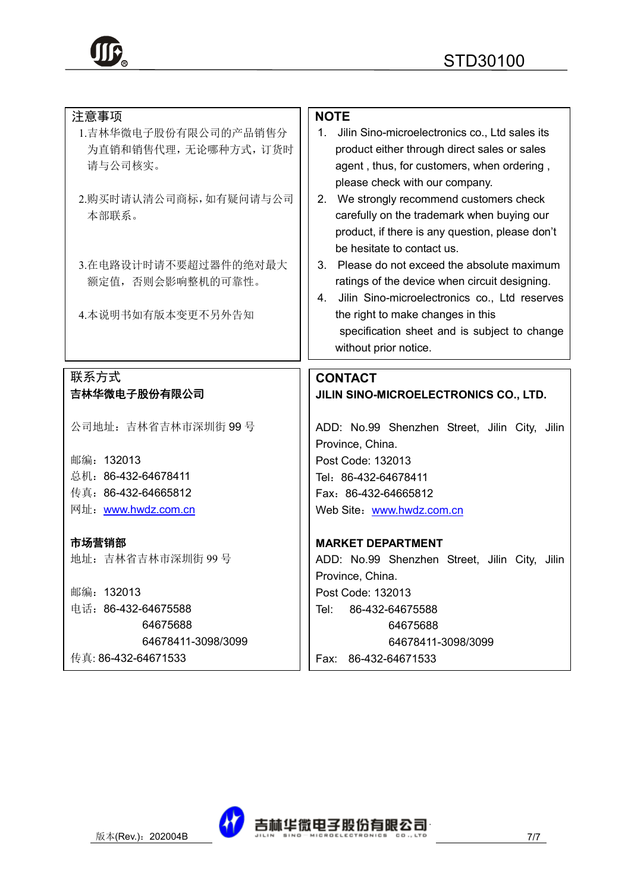## 注意事项

1.吉林华微电子股份有限公司的产品销售分为直销和销售代理，无论哪种方式，订货时请与公司核实。

2.购买时请认清公司商标，如有疑问请与公司本部联系。

3.在电路设计时请不要超过器件的绝对最大额定值，否则会影响整机的可靠性。

4.本说明书如有版本变更不另外告知

## NOTE

1. Jilin Sino-microelectronics co., Ltd sales its product either through direct sales or sales agent , thus, for customers, when ordering , please check with our company.
2. We strongly recommend customers check carefully on the trademark when buying our product, if there is any question, please don't be hesitate to contact us.
3. Please do not exceed the absolute maximum ratings of the device when circuit designing.
4. Jilin Sino-microelectronics co., Ltd reserves the right to make changes in this specification sheet and is subject to change without prior notice.

## 联系方式

**吉林华微电子股份有限公司**

公司地址：吉林省吉林市深圳街 99 号

邮编：132013
总机：86-432-64678411
传真：86-432-64665812
网址：www.hwdz.com.cn

**市场营销部**
地址：吉林省吉林市深圳街 99 号

邮编：132013
电话：86-432-64675588
64675688
64678411-3098/3099
传真: 86-432-64671533

## CONTACT

**JILIN SINO-MICROELECTRONICS CO., LTD.**

ADD: No.99 Shenzhen Street, Jilin City, Jilin Province, China.
Post Code: 132013
Tel：86-432-64678411
Fax：86-432-64665812
Web Site：www.hwdz.com.cn

**MARKET DEPARTMENT**
ADD: No.99 Shenzhen Street, Jilin City, Jilin Province, China.
Post Code: 132013
Tel: 86-432-64675588
64675688
64678411-3098/3099
Fax: 86-432-64671533

版本(Rev.)：202004B

吉林华微电子股份有限公司
JILIN SINO MICROELECTRONICS CO.,LTD